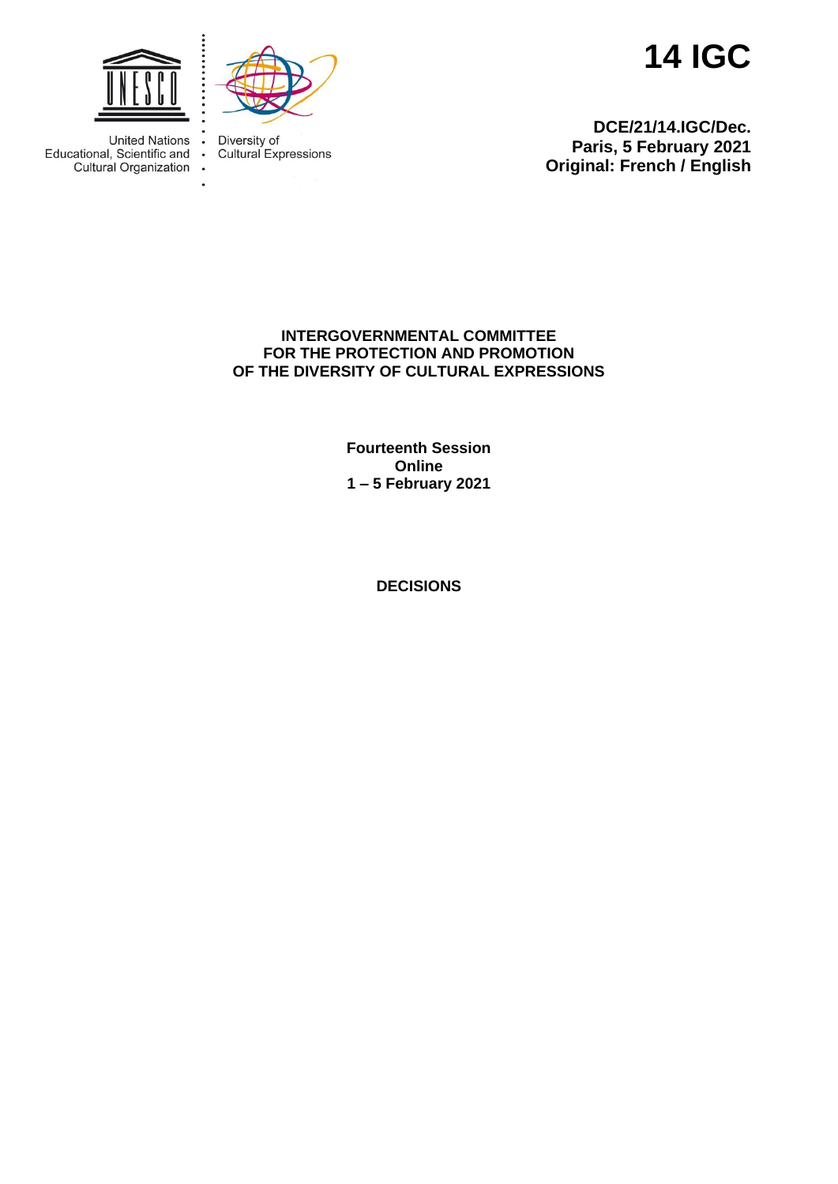United Nations
Educational, Scientific and
Cultural Organization

Diversity of
Cultural Expressions

# 14 IGC

**DCE/21/14.IGC/Dec.**
**Paris, 5 February 2021**
**Original: French / English**

**INTERGOVERNMENTAL COMMITTEE**
**FOR THE PROTECTION AND PROMOTION**
**OF THE DIVERSITY OF CULTURAL EXPRESSIONS**

**Fourteenth Session**
**Online**
**1 – 5 February 2021**

**DECISIONS**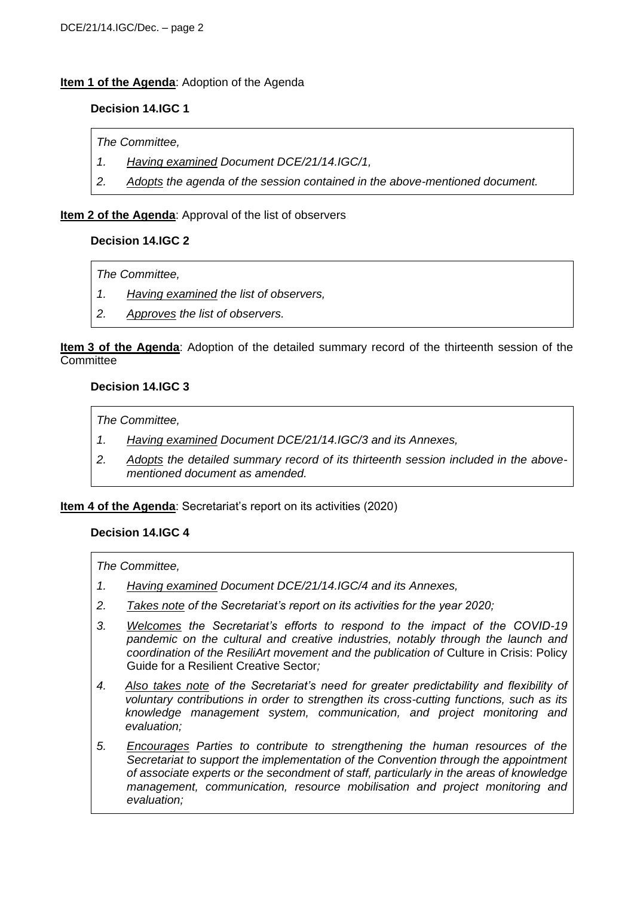**Item 1 of the Agenda**: Adoption of the Agenda

### Decision 14.IGC 1

*The Committee,*

1. *Having examined Document DCE/21/14.IGC/1,*
2. *Adopts the agenda of the session contained in the above-mentioned document.*

**Item 2 of the Agenda**: Approval of the list of observers

### Decision 14.IGC 2

*The Committee,*

1. *Having examined the list of observers,*
2. *Approves the list of observers.*

**Item 3 of the Agenda**: Adoption of the detailed summary record of the thirteenth session of the Committee

### Decision 14.IGC 3

*The Committee,*

1. *Having examined Document DCE/21/14.IGC/3 and its Annexes,*
2. *Adopts the detailed summary record of its thirteenth session included in the above-mentioned document as amended.*

**Item 4 of the Agenda**: Secretariat's report on its activities (2020)

### Decision 14.IGC 4

*The Committee,*

1. *Having examined Document DCE/21/14.IGC/4 and its Annexes,*
2. *Takes note of the Secretariat's report on its activities for the year 2020;*
3. *Welcomes the Secretariat's efforts to respond to the impact of the COVID-19 pandemic on the cultural and creative industries, notably through the launch and coordination of the ResiliArt movement and the publication of* Culture in Crisis: Policy Guide for a Resilient Creative Sector*;*
4. *Also takes note of the Secretariat's need for greater predictability and flexibility of voluntary contributions in order to strengthen its cross-cutting functions, such as its knowledge management system, communication, and project monitoring and evaluation;*
5. *Encourages Parties to contribute to strengthening the human resources of the Secretariat to support the implementation of the Convention through the appointment of associate experts or the secondment of staff, particularly in the areas of knowledge management, communication, resource mobilisation and project monitoring and evaluation;*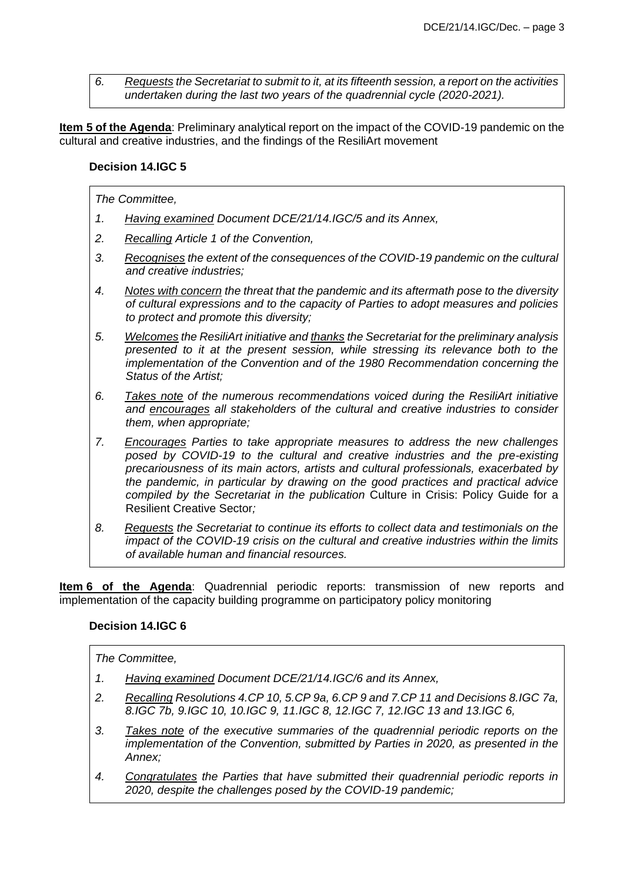*6. Requests the Secretariat to submit to it, at its fifteenth session, a report on the activities undertaken during the last two years of the quadrennial cycle (2020-2021).*

**Item 5 of the Agenda**: Preliminary analytical report on the impact of the COVID-19 pandemic on the cultural and creative industries, and the findings of the ResiliArt movement

### Decision 14.IGC 5

*The Committee,*

1. *Having examined Document DCE/21/14.IGC/5 and its Annex,*
2. *Recalling Article 1 of the Convention,*
3. *Recognises the extent of the consequences of the COVID-19 pandemic on the cultural and creative industries;*
4. *Notes with concern the threat that the pandemic and its aftermath pose to the diversity of cultural expressions and to the capacity of Parties to adopt measures and policies to protect and promote this diversity;*
5. *Welcomes the ResiliArt initiative and thanks the Secretariat for the preliminary analysis presented to it at the present session, while stressing its relevance both to the implementation of the Convention and of the 1980 Recommendation concerning the Status of the Artist;*
6. *Takes note of the numerous recommendations voiced during the ResiliArt initiative and encourages all stakeholders of the cultural and creative industries to consider them, when appropriate;*
7. *Encourages Parties to take appropriate measures to address the new challenges posed by COVID-19 to the cultural and creative industries and the pre-existing precariousness of its main actors, artists and cultural professionals, exacerbated by the pandemic, in particular by drawing on the good practices and practical advice compiled by the Secretariat in the publication* Culture in Crisis: Policy Guide for a Resilient Creative Sector*;*
8. *Requests the Secretariat to continue its efforts to collect data and testimonials on the impact of the COVID-19 crisis on the cultural and creative industries within the limits of available human and financial resources.*

**Item 6 of the Agenda**: Quadrennial periodic reports: transmission of new reports and implementation of the capacity building programme on participatory policy monitoring

### Decision 14.IGC 6

*The Committee,*

1. *Having examined Document DCE/21/14.IGC/6 and its Annex,*
2. *Recalling Resolutions 4.CP 10, 5.CP 9a, 6.CP 9 and 7.CP 11 and Decisions 8.IGC 7a, 8.IGC 7b, 9.IGC 10, 10.IGC 9, 11.IGC 8, 12.IGC 7, 12.IGC 13 and 13.IGC 6,*
3. *Takes note of the executive summaries of the quadrennial periodic reports on the implementation of the Convention, submitted by Parties in 2020, as presented in the Annex;*
4. *Congratulates the Parties that have submitted their quadrennial periodic reports in 2020, despite the challenges posed by the COVID-19 pandemic;*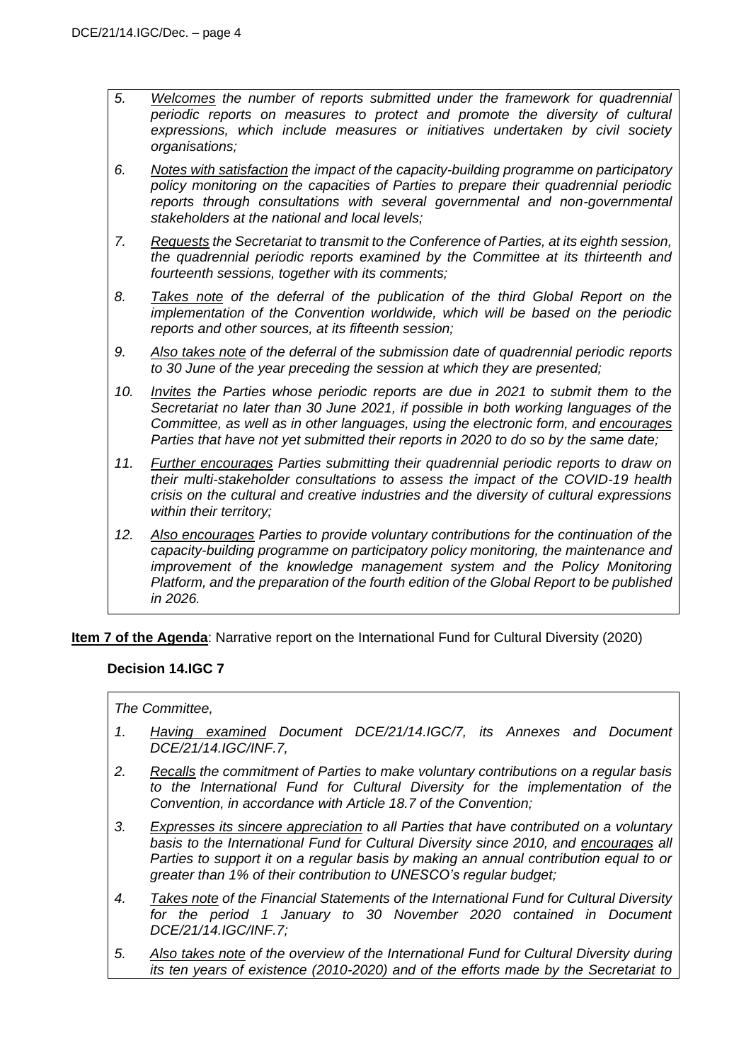5. *Welcomes the number of reports submitted under the framework for quadrennial periodic reports on measures to protect and promote the diversity of cultural expressions, which include measures or initiatives undertaken by civil society organisations;*

6. *Notes with satisfaction the impact of the capacity-building programme on participatory policy monitoring on the capacities of Parties to prepare their quadrennial periodic reports through consultations with several governmental and non-governmental stakeholders at the national and local levels;*

7. *Requests the Secretariat to transmit to the Conference of Parties, at its eighth session, the quadrennial periodic reports examined by the Committee at its thirteenth and fourteenth sessions, together with its comments;*

8. *Takes note of the deferral of the publication of the third Global Report on the implementation of the Convention worldwide, which will be based on the periodic reports and other sources, at its fifteenth session;*

9. *Also takes note of the deferral of the submission date of quadrennial periodic reports to 30 June of the year preceding the session at which they are presented;*

10. *Invites the Parties whose periodic reports are due in 2021 to submit them to the Secretariat no later than 30 June 2021, if possible in both working languages of the Committee, as well as in other languages, using the electronic form, and encourages Parties that have not yet submitted their reports in 2020 to do so by the same date;*

11. *Further encourages Parties submitting their quadrennial periodic reports to draw on their multi-stakeholder consultations to assess the impact of the COVID-19 health crisis on the cultural and creative industries and the diversity of cultural expressions within their territory;*

12. *Also encourages Parties to provide voluntary contributions for the continuation of the capacity-building programme on participatory policy monitoring, the maintenance and improvement of the knowledge management system and the Policy Monitoring Platform, and the preparation of the fourth edition of the Global Report to be published in 2026.*

**Item 7 of the Agenda**: Narrative report on the International Fund for Cultural Diversity (2020)

### Decision 14.IGC 7

*The Committee,*

1. *Having examined Document DCE/21/14.IGC/7, its Annexes and Document DCE/21/14.IGC/INF.7,*

2. *Recalls the commitment of Parties to make voluntary contributions on a regular basis to the International Fund for Cultural Diversity for the implementation of the Convention, in accordance with Article 18.7 of the Convention;*

3. *Expresses its sincere appreciation to all Parties that have contributed on a voluntary basis to the International Fund for Cultural Diversity since 2010, and encourages all Parties to support it on a regular basis by making an annual contribution equal to or greater than 1% of their contribution to UNESCO's regular budget;*

4. *Takes note of the Financial Statements of the International Fund for Cultural Diversity for the period 1 January to 30 November 2020 contained in Document DCE/21/14.IGC/INF.7;*

5. *Also takes note of the overview of the International Fund for Cultural Diversity during its ten years of existence (2010-2020) and of the efforts made by the Secretariat to*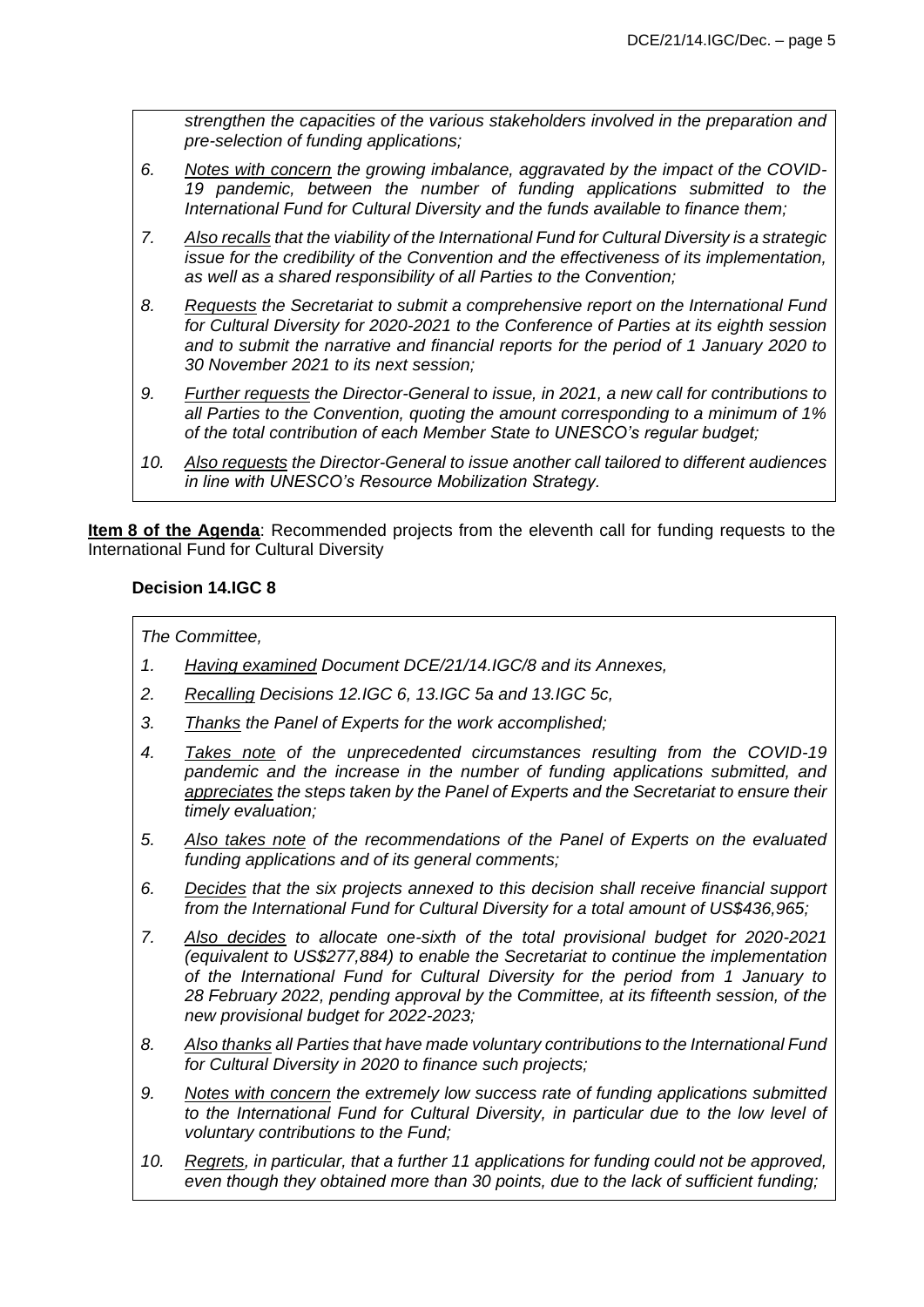*strengthen the capacities of the various stakeholders involved in the preparation and pre-selection of funding applications;*

6. *Notes with concern the growing imbalance, aggravated by the impact of the COVID-19 pandemic, between the number of funding applications submitted to the International Fund for Cultural Diversity and the funds available to finance them;*

7. *Also recalls that the viability of the International Fund for Cultural Diversity is a strategic issue for the credibility of the Convention and the effectiveness of its implementation, as well as a shared responsibility of all Parties to the Convention;*

8. *Requests the Secretariat to submit a comprehensive report on the International Fund for Cultural Diversity for 2020-2021 to the Conference of Parties at its eighth session and to submit the narrative and financial reports for the period of 1 January 2020 to 30 November 2021 to its next session;*

9. *Further requests the Director-General to issue, in 2021, a new call for contributions to all Parties to the Convention, quoting the amount corresponding to a minimum of 1% of the total contribution of each Member State to UNESCO's regular budget;*

10. *Also requests the Director-General to issue another call tailored to different audiences in line with UNESCO's Resource Mobilization Strategy.*

**Item 8 of the Agenda**: Recommended projects from the eleventh call for funding requests to the International Fund for Cultural Diversity

### Decision 14.IGC 8

*The Committee,*

1. *Having examined Document DCE/21/14.IGC/8 and its Annexes,*

2. *Recalling Decisions 12.IGC 6, 13.IGC 5a and 13.IGC 5c,*

3. *Thanks the Panel of Experts for the work accomplished;*

4. *Takes note of the unprecedented circumstances resulting from the COVID-19 pandemic and the increase in the number of funding applications submitted, and appreciates the steps taken by the Panel of Experts and the Secretariat to ensure their timely evaluation;*

5. *Also takes note of the recommendations of the Panel of Experts on the evaluated funding applications and of its general comments;*

6. *Decides that the six projects annexed to this decision shall receive financial support from the International Fund for Cultural Diversity for a total amount of US$436,965;*

7. *Also decides to allocate one-sixth of the total provisional budget for 2020-2021 (equivalent to US$277,884) to enable the Secretariat to continue the implementation of the International Fund for Cultural Diversity for the period from 1 January to 28 February 2022, pending approval by the Committee, at its fifteenth session, of the new provisional budget for 2022-2023;*

8. *Also thanks all Parties that have made voluntary contributions to the International Fund for Cultural Diversity in 2020 to finance such projects;*

9. *Notes with concern the extremely low success rate of funding applications submitted to the International Fund for Cultural Diversity, in particular due to the low level of voluntary contributions to the Fund;*

10. *Regrets, in particular, that a further 11 applications for funding could not be approved, even though they obtained more than 30 points, due to the lack of sufficient funding;*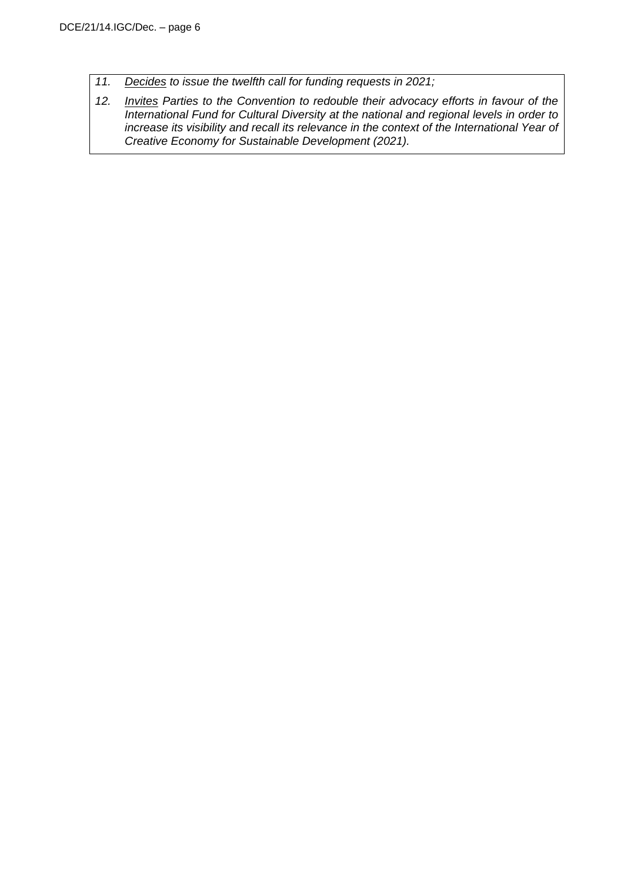*11. <u>Decides</u> to issue the twelfth call for funding requests in 2021;*

*12. <u>Invites</u> Parties to the Convention to redouble their advocacy efforts in favour of the International Fund for Cultural Diversity at the national and regional levels in order to increase its visibility and recall its relevance in the context of the International Year of Creative Economy for Sustainable Development (2021).*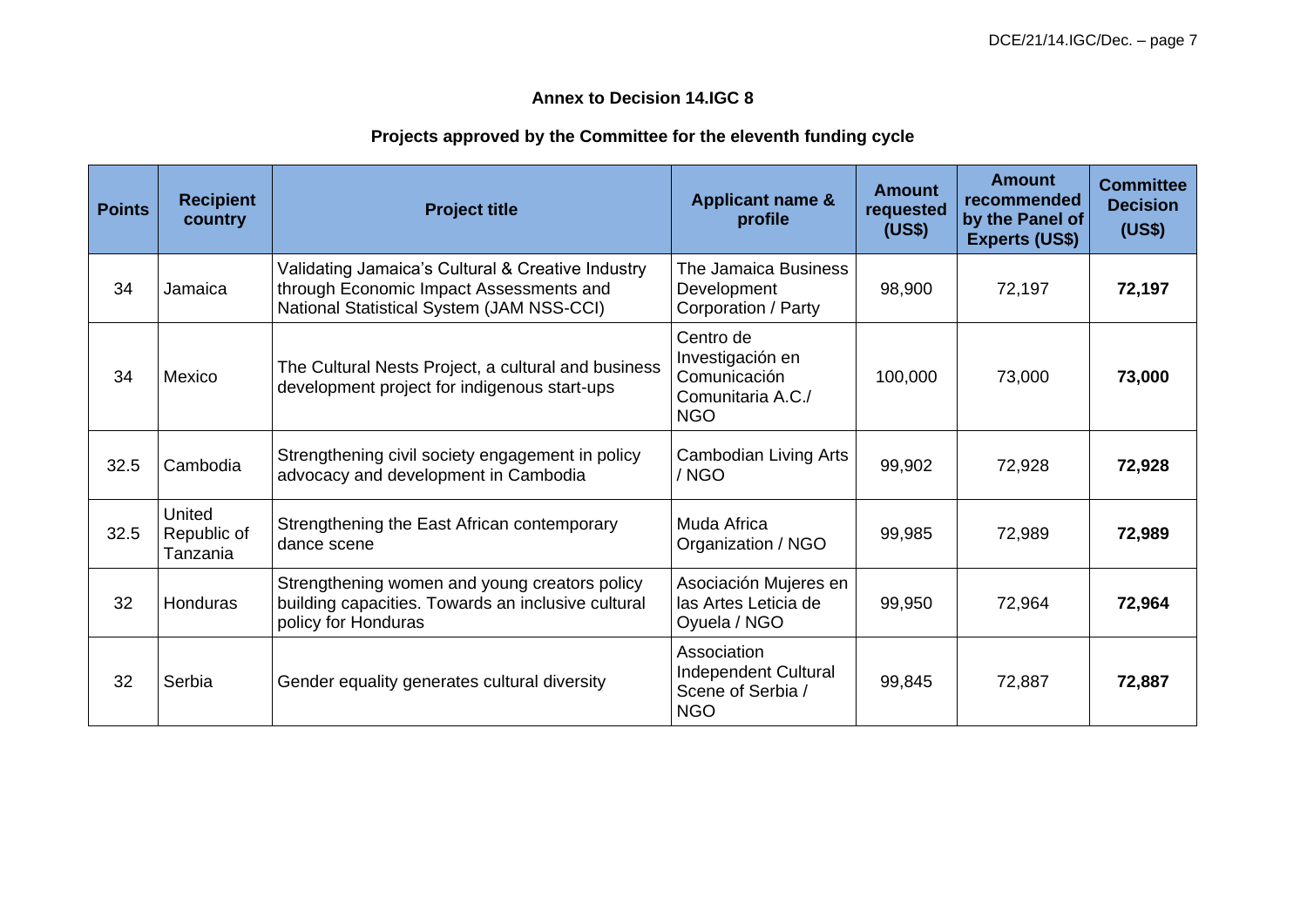**Annex to Decision 14.IGC 8**

**Projects approved by the Committee for the eleventh funding cycle**

| Points | Recipient country | Project title | Applicant name & profile | Amount requested (US$) | Amount recommended by the Panel of Experts (US$) | Committee Decision (US$) |
|---|---|---|---|---|---|---|
| 34 | Jamaica | Validating Jamaica's Cultural & Creative Industry through Economic Impact Assessments and National Statistical System (JAM NSS-CCI) | The Jamaica Business Development Corporation / Party | 98,900 | 72,197 | **72,197** |
| 34 | Mexico | The Cultural Nests Project, a cultural and business development project for indigenous start-ups | Centro de Investigación en Comunicación Comunitaria A.C./ NGO | 100,000 | 73,000 | **73,000** |
| 32.5 | Cambodia | Strengthening civil society engagement in policy advocacy and development in Cambodia | Cambodian Living Arts / NGO | 99,902 | 72,928 | **72,928** |
| 32.5 | United Republic of Tanzania | Strengthening the East African contemporary dance scene | Muda Africa Organization / NGO | 99,985 | 72,989 | **72,989** |
| 32 | Honduras | Strengthening women and young creators policy building capacities. Towards an inclusive cultural policy for Honduras | Asociación Mujeres en las Artes Leticia de Oyuela / NGO | 99,950 | 72,964 | **72,964** |
| 32 | Serbia | Gender equality generates cultural diversity | Association Independent Cultural Scene of Serbia / NGO | 99,845 | 72,887 | **72,887** |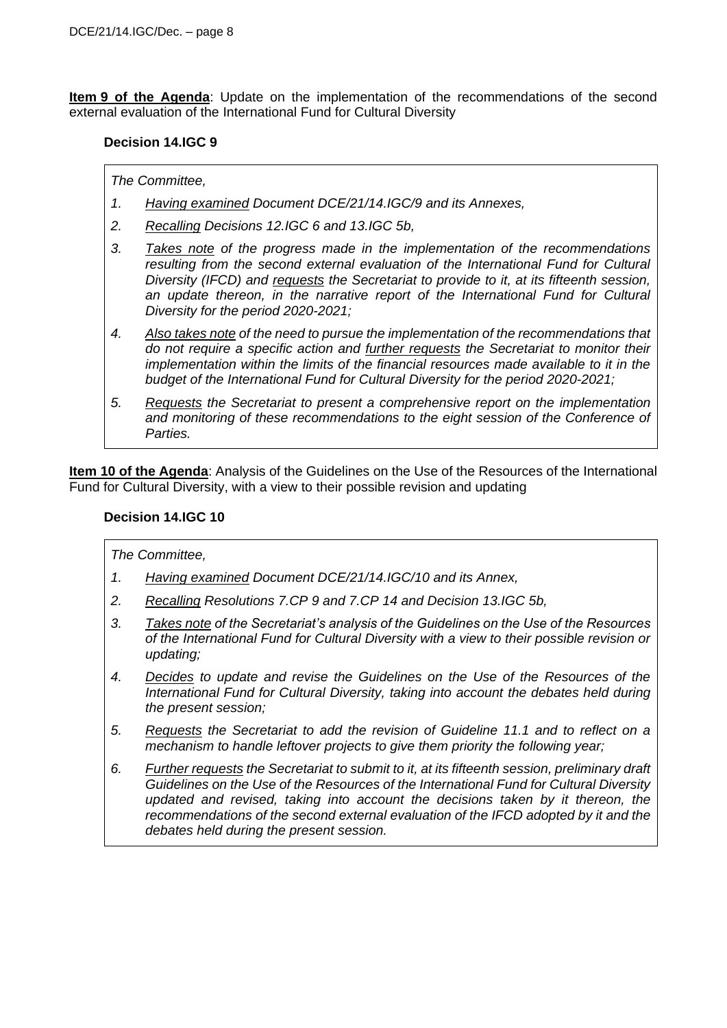**Item 9 of the Agenda**: Update on the implementation of the recommendations of the second external evaluation of the International Fund for Cultural Diversity

**Decision 14.IGC 9**

*The Committee,*

1. *Having examined Document DCE/21/14.IGC/9 and its Annexes,*
2. *Recalling Decisions 12.IGC 6 and 13.IGC 5b,*
3. *Takes note of the progress made in the implementation of the recommendations resulting from the second external evaluation of the International Fund for Cultural Diversity (IFCD) and requests the Secretariat to provide to it, at its fifteenth session, an update thereon, in the narrative report of the International Fund for Cultural Diversity for the period 2020-2021;*
4. *Also takes note of the need to pursue the implementation of the recommendations that do not require a specific action and further requests the Secretariat to monitor their implementation within the limits of the financial resources made available to it in the budget of the International Fund for Cultural Diversity for the period 2020-2021;*
5. *Requests the Secretariat to present a comprehensive report on the implementation and monitoring of these recommendations to the eight session of the Conference of Parties.*

**Item 10 of the Agenda**: Analysis of the Guidelines on the Use of the Resources of the International Fund for Cultural Diversity, with a view to their possible revision and updating

**Decision 14.IGC 10**

*The Committee,*

1. *Having examined Document DCE/21/14.IGC/10 and its Annex,*
2. *Recalling Resolutions 7.CP 9 and 7.CP 14 and Decision 13.IGC 5b,*
3. *Takes note of the Secretariat's analysis of the Guidelines on the Use of the Resources of the International Fund for Cultural Diversity with a view to their possible revision or updating;*
4. *Decides to update and revise the Guidelines on the Use of the Resources of the International Fund for Cultural Diversity, taking into account the debates held during the present session;*
5. *Requests the Secretariat to add the revision of Guideline 11.1 and to reflect on a mechanism to handle leftover projects to give them priority the following year;*
6. *Further requests the Secretariat to submit to it, at its fifteenth session, preliminary draft Guidelines on the Use of the Resources of the International Fund for Cultural Diversity updated and revised, taking into account the decisions taken by it thereon, the recommendations of the second external evaluation of the IFCD adopted by it and the debates held during the present session.*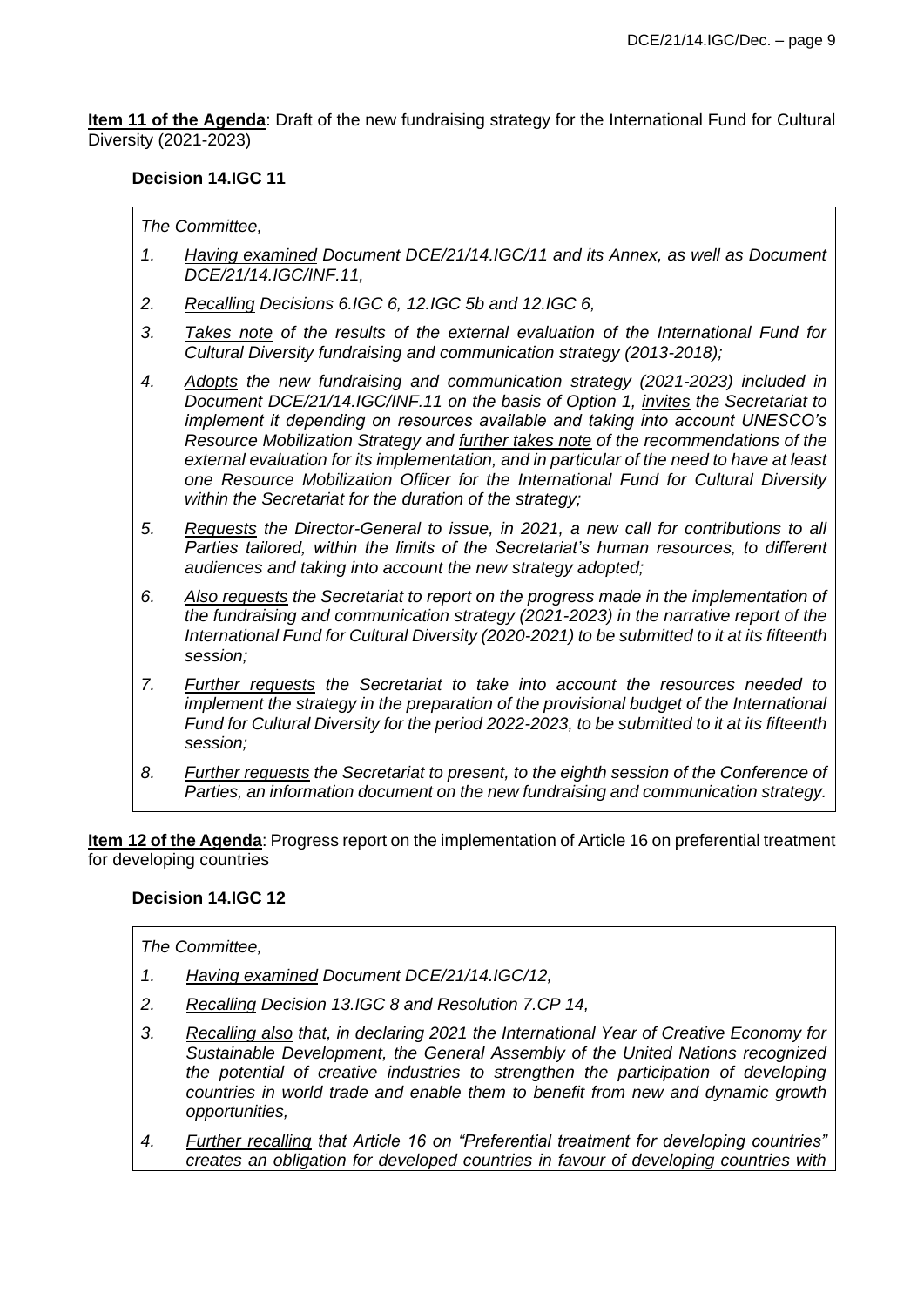**<u>Item 11 of the Agenda</u>**: Draft of the new fundraising strategy for the International Fund for Cultural Diversity (2021-2023)

**Decision 14.IGC 11**

*The Committee,*

1. *<u>Having examined</u> Document DCE/21/14.IGC/11 and its Annex, as well as Document DCE/21/14.IGC/INF.11,*
2. *<u>Recalling</u> Decisions 6.IGC 6, 12.IGC 5b and 12.IGC 6,*
3. *<u>Takes note</u> of the results of the external evaluation of the International Fund for Cultural Diversity fundraising and communication strategy (2013-2018);*
4. *<u>Adopts</u> the new fundraising and communication strategy (2021-2023) included in Document DCE/21/14.IGC/INF.11 on the basis of Option 1, <u>invites</u> the Secretariat to implement it depending on resources available and taking into account UNESCO's Resource Mobilization Strategy and <u>further takes note</u> of the recommendations of the external evaluation for its implementation, and in particular of the need to have at least one Resource Mobilization Officer for the International Fund for Cultural Diversity within the Secretariat for the duration of the strategy;*
5. *<u>Requests</u> the Director-General to issue, in 2021, a new call for contributions to all Parties tailored, within the limits of the Secretariat's human resources, to different audiences and taking into account the new strategy adopted;*
6. *<u>Also requests</u> the Secretariat to report on the progress made in the implementation of the fundraising and communication strategy (2021-2023) in the narrative report of the International Fund for Cultural Diversity (2020-2021) to be submitted to it at its fifteenth session;*
7. *<u>Further requests</u> the Secretariat to take into account the resources needed to implement the strategy in the preparation of the provisional budget of the International Fund for Cultural Diversity for the period 2022-2023, to be submitted to it at its fifteenth session;*
8. *<u>Further requests</u> the Secretariat to present, to the eighth session of the Conference of Parties, an information document on the new fundraising and communication strategy.*

**<u>Item 12 of the Agenda</u>**: Progress report on the implementation of Article 16 on preferential treatment for developing countries

**Decision 14.IGC 12**

*The Committee,*

1. *<u>Having examined</u> Document DCE/21/14.IGC/12,*
2. *<u>Recalling</u> Decision 13.IGC 8 and Resolution 7.CP 14,*
3. *<u>Recalling also</u> that, in declaring 2021 the International Year of Creative Economy for Sustainable Development, the General Assembly of the United Nations recognized the potential of creative industries to strengthen the participation of developing countries in world trade and enable them to benefit from new and dynamic growth opportunities,*
4. *<u>Further recalling</u> that Article 16 on "Preferential treatment for developing countries" creates an obligation for developed countries in favour of developing countries with*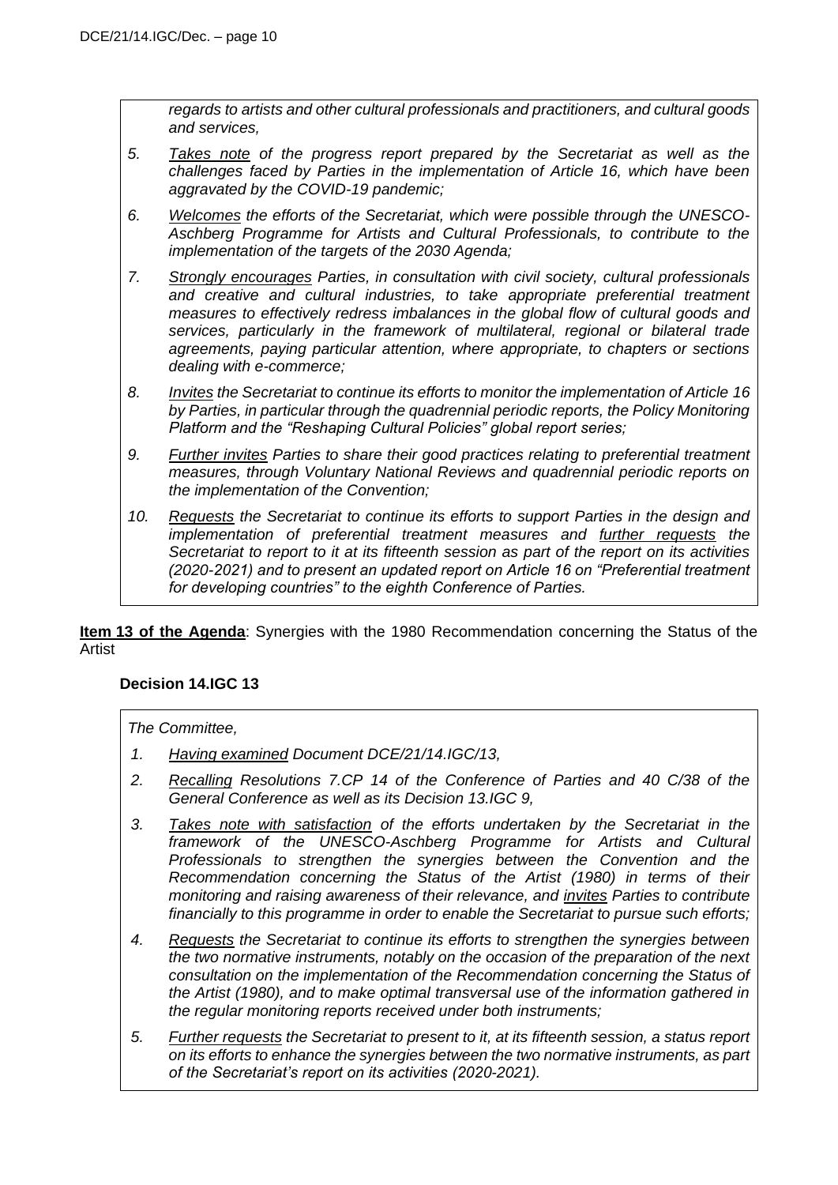*regards to artists and other cultural professionals and practitioners, and cultural goods and services,*

5. *Takes note of the progress report prepared by the Secretariat as well as the challenges faced by Parties in the implementation of Article 16, which have been aggravated by the COVID-19 pandemic;*
6. *Welcomes the efforts of the Secretariat, which were possible through the UNESCO-Aschberg Programme for Artists and Cultural Professionals, to contribute to the implementation of the targets of the 2030 Agenda;*
7. *Strongly encourages Parties, in consultation with civil society, cultural professionals and creative and cultural industries, to take appropriate preferential treatment measures to effectively redress imbalances in the global flow of cultural goods and services, particularly in the framework of multilateral, regional or bilateral trade agreements, paying particular attention, where appropriate, to chapters or sections dealing with e-commerce;*
8. *Invites the Secretariat to continue its efforts to monitor the implementation of Article 16 by Parties, in particular through the quadrennial periodic reports, the Policy Monitoring Platform and the "Reshaping Cultural Policies" global report series;*
9. *Further invites Parties to share their good practices relating to preferential treatment measures, through Voluntary National Reviews and quadrennial periodic reports on the implementation of the Convention;*
10. *Requests the Secretariat to continue its efforts to support Parties in the design and implementation of preferential treatment measures and further requests the Secretariat to report to it at its fifteenth session as part of the report on its activities (2020-2021) and to present an updated report on Article 16 on "Preferential treatment for developing countries" to the eighth Conference of Parties.*

**Item 13 of the Agenda**: Synergies with the 1980 Recommendation concerning the Status of the Artist

### Decision 14.IGC 13

*The Committee,*

1. *Having examined Document DCE/21/14.IGC/13,*
2. *Recalling Resolutions 7.CP 14 of the Conference of Parties and 40 C/38 of the General Conference as well as its Decision 13.IGC 9,*
3. *Takes note with satisfaction of the efforts undertaken by the Secretariat in the framework of the UNESCO-Aschberg Programme for Artists and Cultural Professionals to strengthen the synergies between the Convention and the Recommendation concerning the Status of the Artist (1980) in terms of their monitoring and raising awareness of their relevance, and invites Parties to contribute financially to this programme in order to enable the Secretariat to pursue such efforts;*
4. *Requests the Secretariat to continue its efforts to strengthen the synergies between the two normative instruments, notably on the occasion of the preparation of the next consultation on the implementation of the Recommendation concerning the Status of the Artist (1980), and to make optimal transversal use of the information gathered in the regular monitoring reports received under both instruments;*
5. *Further requests the Secretariat to present to it, at its fifteenth session, a status report on its efforts to enhance the synergies between the two normative instruments, as part of the Secretariat's report on its activities (2020-2021).*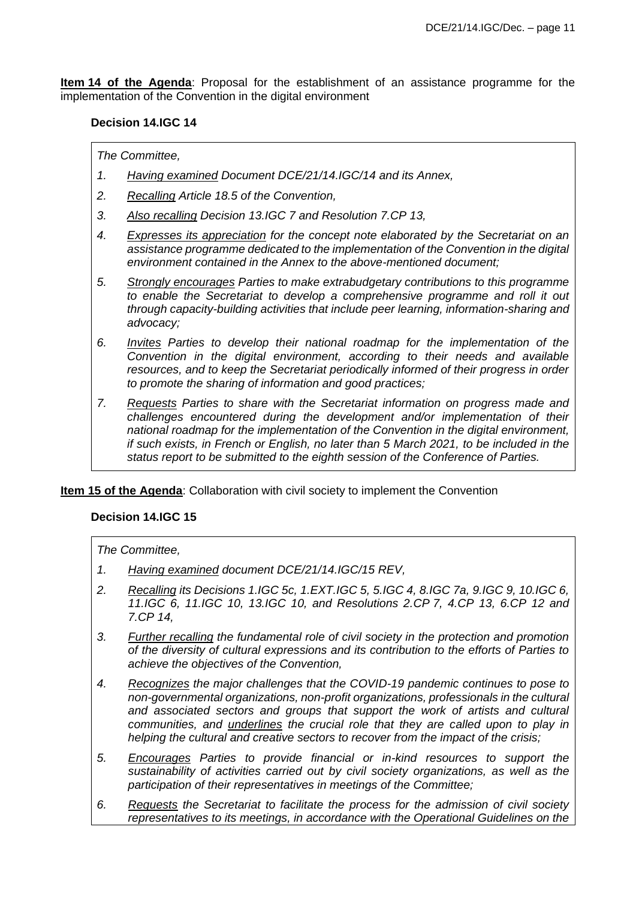**Item 14 of the Agenda**: Proposal for the establishment of an assistance programme for the implementation of the Convention in the digital environment

**Decision 14.IGC 14**

*The Committee,*

1. *Having examined Document DCE/21/14.IGC/14 and its Annex,*
2. *Recalling Article 18.5 of the Convention,*
3. *Also recalling Decision 13.IGC 7 and Resolution 7.CP 13,*
4. *Expresses its appreciation for the concept note elaborated by the Secretariat on an assistance programme dedicated to the implementation of the Convention in the digital environment contained in the Annex to the above-mentioned document;*
5. *Strongly encourages Parties to make extrabudgetary contributions to this programme to enable the Secretariat to develop a comprehensive programme and roll it out through capacity-building activities that include peer learning, information-sharing and advocacy;*
6. *Invites Parties to develop their national roadmap for the implementation of the Convention in the digital environment, according to their needs and available resources, and to keep the Secretariat periodically informed of their progress in order to promote the sharing of information and good practices;*
7. *Requests Parties to share with the Secretariat information on progress made and challenges encountered during the development and/or implementation of their national roadmap for the implementation of the Convention in the digital environment, if such exists, in French or English, no later than 5 March 2021, to be included in the status report to be submitted to the eighth session of the Conference of Parties.*

**Item 15 of the Agenda**: Collaboration with civil society to implement the Convention

**Decision 14.IGC 15**

*The Committee,*

1. *Having examined document DCE/21/14.IGC/15 REV,*
2. *Recalling its Decisions 1.IGC 5c, 1.EXT.IGC 5, 5.IGC 4, 8.IGC 7a, 9.IGC 9, 10.IGC 6, 11.IGC 6, 11.IGC 10, 13.IGC 10, and Resolutions 2.CP 7, 4.CP 13, 6.CP 12 and 7.CP 14,*
3. *Further recalling the fundamental role of civil society in the protection and promotion of the diversity of cultural expressions and its contribution to the efforts of Parties to achieve the objectives of the Convention,*
4. *Recognizes the major challenges that the COVID-19 pandemic continues to pose to non-governmental organizations, non-profit organizations, professionals in the cultural and associated sectors and groups that support the work of artists and cultural communities, and underlines the crucial role that they are called upon to play in helping the cultural and creative sectors to recover from the impact of the crisis;*
5. *Encourages Parties to provide financial or in-kind resources to support the sustainability of activities carried out by civil society organizations, as well as the participation of their representatives in meetings of the Committee;*
6. *Requests the Secretariat to facilitate the process for the admission of civil society representatives to its meetings, in accordance with the Operational Guidelines on the*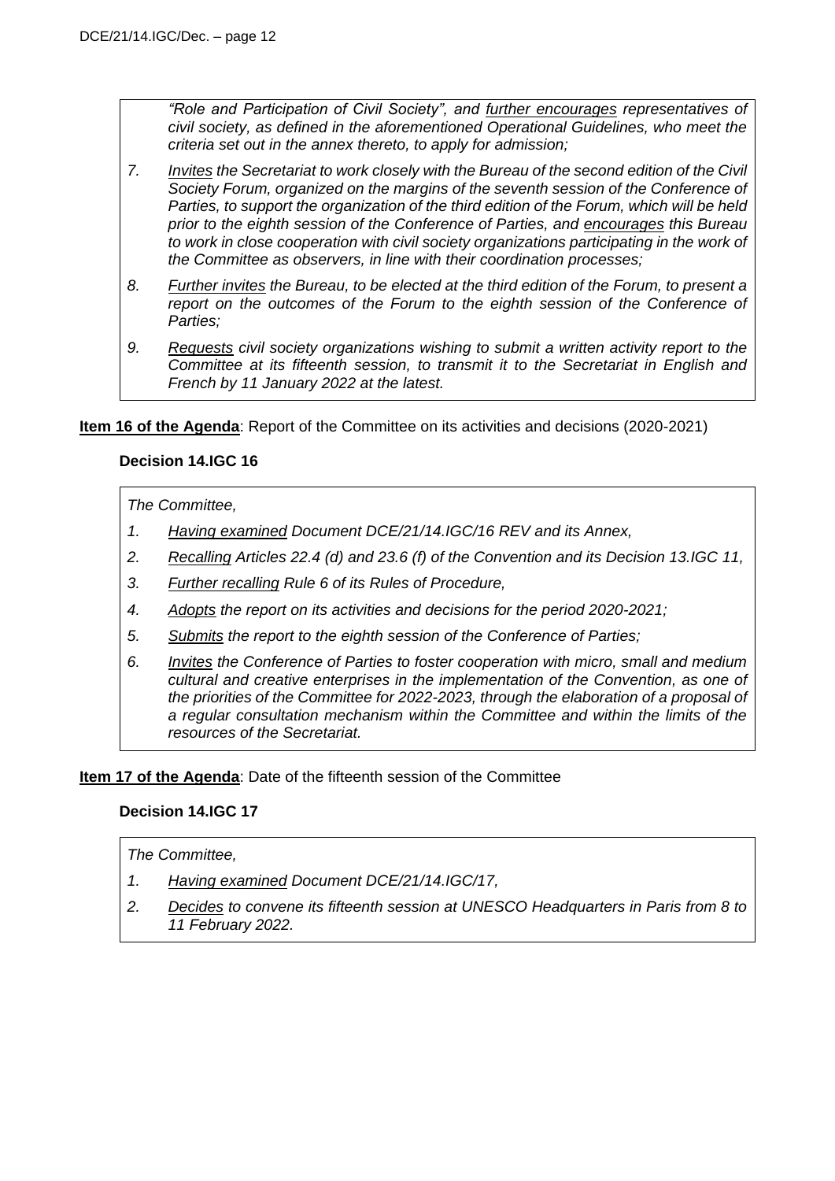*"Role and Participation of Civil Society", and further encourages representatives of civil society, as defined in the aforementioned Operational Guidelines, who meet the criteria set out in the annex thereto, to apply for admission;*

7. *Invites the Secretariat to work closely with the Bureau of the second edition of the Civil Society Forum, organized on the margins of the seventh session of the Conference of Parties, to support the organization of the third edition of the Forum, which will be held prior to the eighth session of the Conference of Parties, and encourages this Bureau to work in close cooperation with civil society organizations participating in the work of the Committee as observers, in line with their coordination processes;*
8. *Further invites the Bureau, to be elected at the third edition of the Forum, to present a report on the outcomes of the Forum to the eighth session of the Conference of Parties;*
9. *Requests civil society organizations wishing to submit a written activity report to the Committee at its fifteenth session, to transmit it to the Secretariat in English and French by 11 January 2022 at the latest.*

**Item 16 of the Agenda**: Report of the Committee on its activities and decisions (2020-2021)

### Decision 14.IGC 16

*The Committee,*

1. *Having examined Document DCE/21/14.IGC/16 REV and its Annex,*
2. *Recalling Articles 22.4 (d) and 23.6 (f) of the Convention and its Decision 13.IGC 11,*
3. *Further recalling Rule 6 of its Rules of Procedure,*
4. *Adopts the report on its activities and decisions for the period 2020-2021;*
5. *Submits the report to the eighth session of the Conference of Parties;*
6. *Invites the Conference of Parties to foster cooperation with micro, small and medium cultural and creative enterprises in the implementation of the Convention, as one of the priorities of the Committee for 2022-2023, through the elaboration of a proposal of a regular consultation mechanism within the Committee and within the limits of the resources of the Secretariat.*

**Item 17 of the Agenda**: Date of the fifteenth session of the Committee

### Decision 14.IGC 17

*The Committee,*

1. *Having examined Document DCE/21/14.IGC/17,*
2. *Decides to convene its fifteenth session at UNESCO Headquarters in Paris from 8 to 11 February 2022.*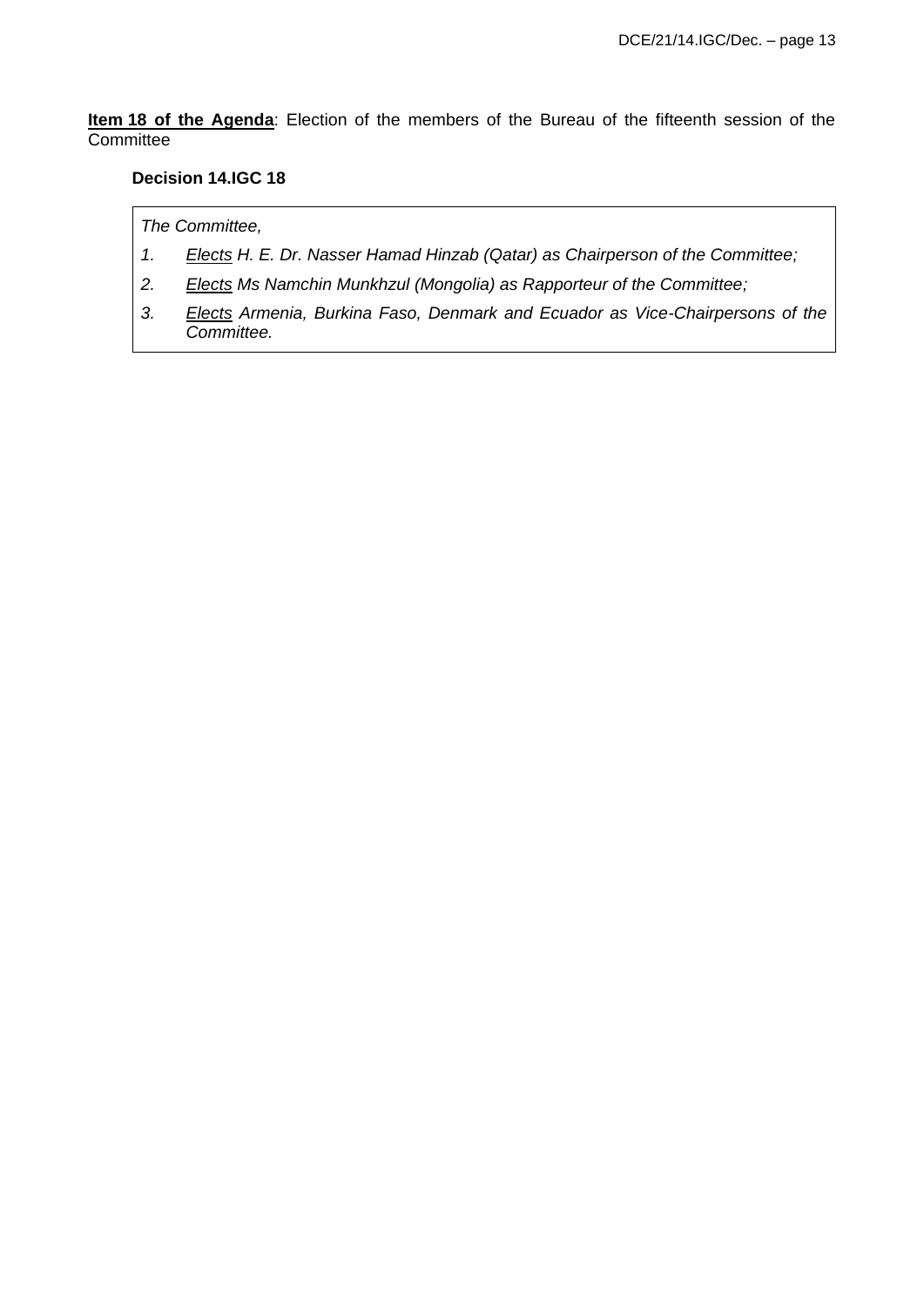**Item 18 of the Agenda**: Election of the members of the Bureau of the fifteenth session of the Committee

### Decision 14.IGC 18

*The Committee,*

1. *Elects H. E. Dr. Nasser Hamad Hinzab (Qatar) as Chairperson of the Committee;*
2. *Elects Ms Namchin Munkhzul (Mongolia) as Rapporteur of the Committee;*
3. *Elects Armenia, Burkina Faso, Denmark and Ecuador as Vice-Chairpersons of the Committee.*